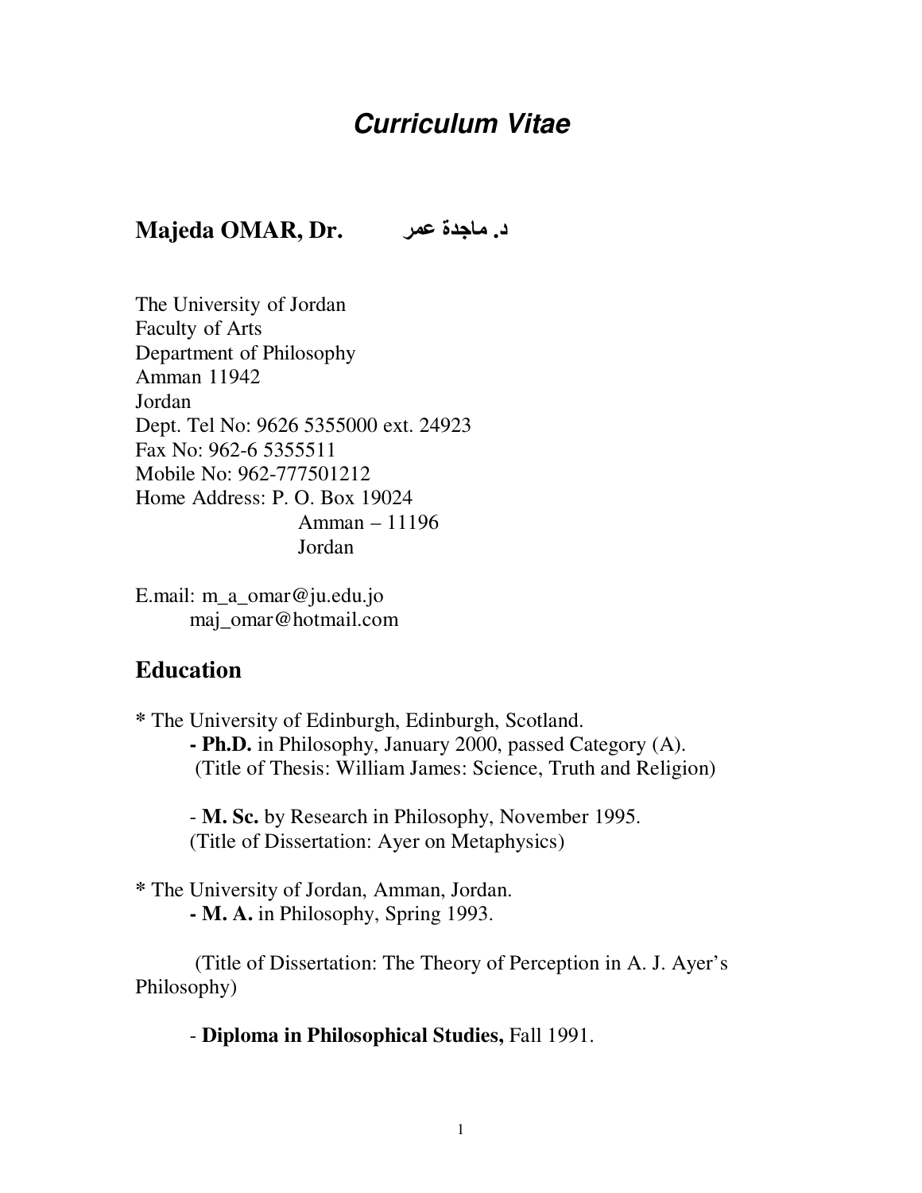# *Curriculum Vitae*

## Majeda OMAR, Dr. د. ماجدة عمر

The University of Jordan
Faculty of Arts
Department of Philosophy
Amman 11942
Jordan
Dept. Tel No: 9626 5355000 ext. 24923
Fax No: 962-6 5355511
Mobile No: 962-777501212
Home Address: P. O. Box 19024
Amman – 11196
Jordan

E.mail: m_a_omar@ju.edu.jo
maj_omar@hotmail.com

## Education

* The University of Edinburgh, Edinburgh, Scotland.
  - **Ph.D.** in Philosophy, January 2000, passed Category (A).
    (Title of Thesis: William James: Science, Truth and Religion)

  - **M. Sc.** by Research in Philosophy, November 1995.
    (Title of Dissertation: Ayer on Metaphysics)

* The University of Jordan, Amman, Jordan.
  - **M. A.** in Philosophy, Spring 1993.

    (Title of Dissertation: The Theory of Perception in A. J. Ayer's Philosophy)

  - **Diploma in Philosophical Studies,** Fall 1991.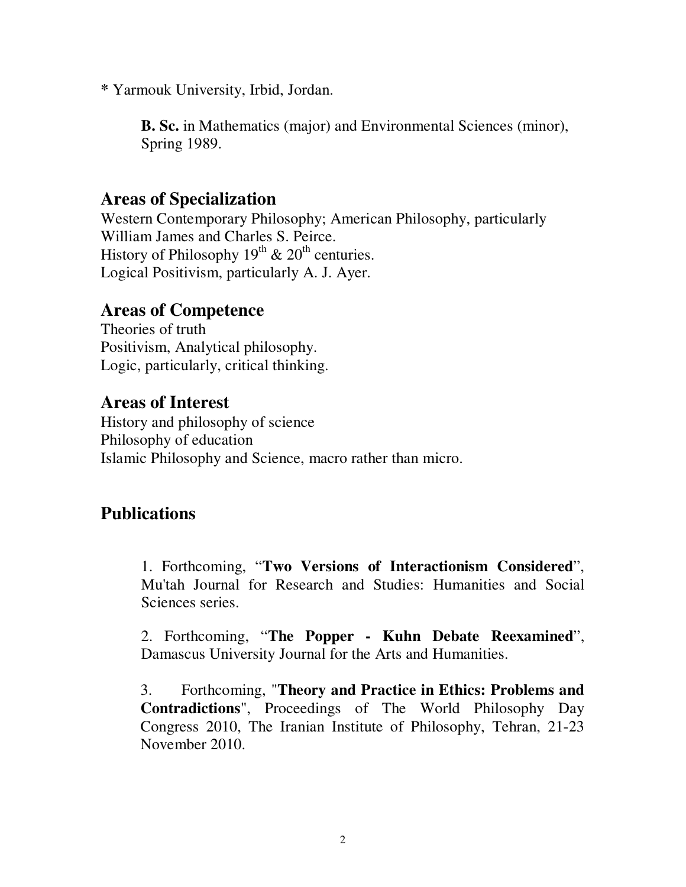* Yarmouk University, Irbid, Jordan.

**B. Sc.** in Mathematics (major) and Environmental Sciences (minor), Spring 1989.

## Areas of Specialization

Western Contemporary Philosophy; American Philosophy, particularly William James and Charles S. Peirce.
History of Philosophy $19^{th}$ & $20^{th}$ centuries.
Logical Positivism, particularly A. J. Ayer.

## Areas of Competence

Theories of truth
Positivism, Analytical philosophy.
Logic, particularly, critical thinking.

## Areas of Interest

History and philosophy of science
Philosophy of education
Islamic Philosophy and Science, macro rather than micro.

## Publications

1. Forthcoming, "**Two Versions of Interactionism Considered**", Mu'tah Journal for Research and Studies: Humanities and Social Sciences series.

2. Forthcoming, "**The Popper - Kuhn Debate Reexamined**", Damascus University Journal for the Arts and Humanities.

3. Forthcoming, "**Theory and Practice in Ethics: Problems and Contradictions**", Proceedings of The World Philosophy Day Congress 2010, The Iranian Institute of Philosophy, Tehran, 21-23 November 2010.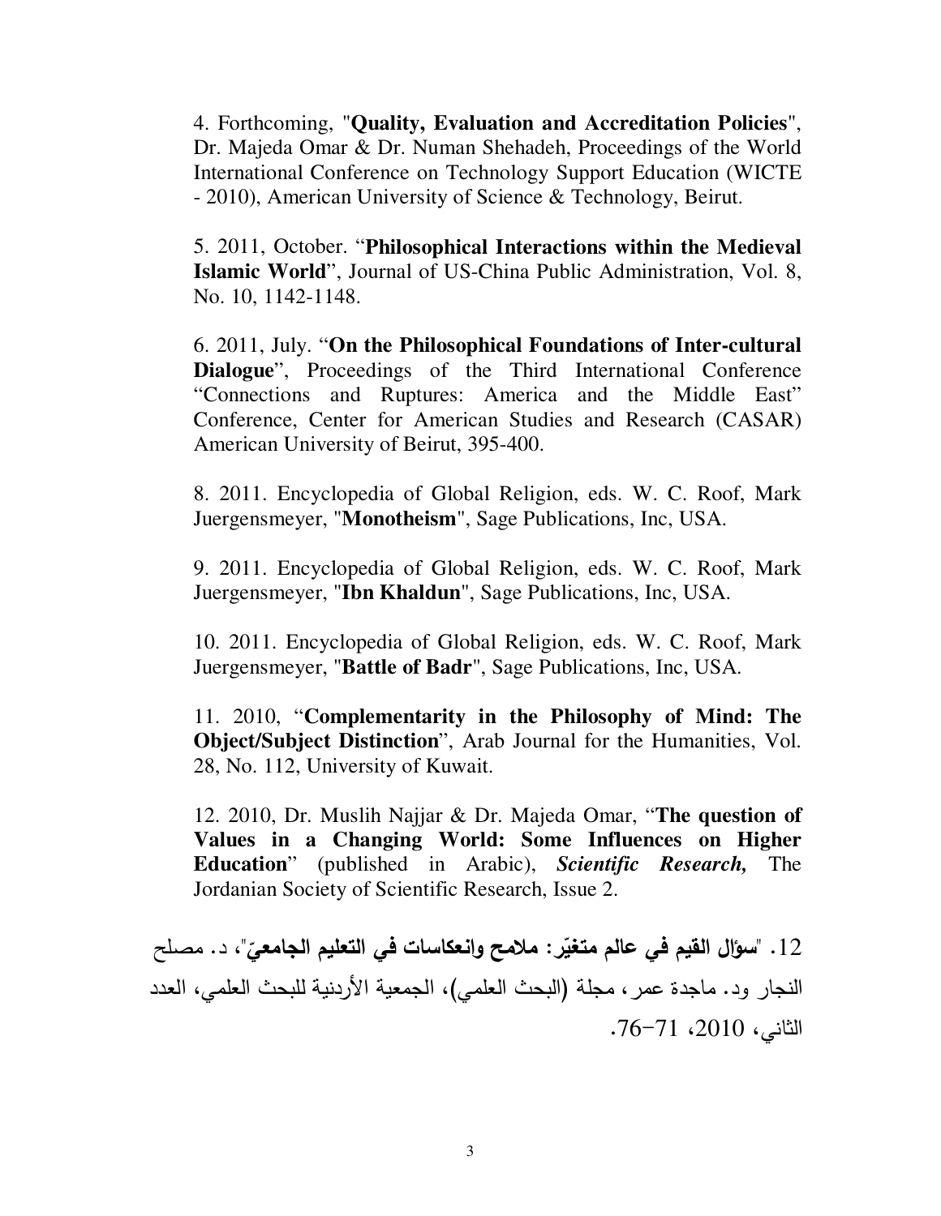4. Forthcoming, "**Quality, Evaluation and Accreditation Policies**", Dr. Majeda Omar & Dr. Numan Shehadeh, Proceedings of the World International Conference on Technology Support Education (WICTE - 2010), American University of Science & Technology, Beirut.

5. 2011, October. "**Philosophical Interactions within the Medieval Islamic World**", Journal of US-China Public Administration, Vol. 8, No. 10, 1142-1148.

6. 2011, July. "**On the Philosophical Foundations of Inter-cultural Dialogue**", Proceedings of the Third International Conference "Connections and Ruptures: America and the Middle East" Conference, Center for American Studies and Research (CASAR) American University of Beirut, 395-400.

8. 2011. Encyclopedia of Global Religion, eds. W. C. Roof, Mark Juergensmeyer, "**Monotheism**", Sage Publications, Inc, USA.

9. 2011. Encyclopedia of Global Religion, eds. W. C. Roof, Mark Juergensmeyer, "**Ibn Khaldun**", Sage Publications, Inc, USA.

10. 2011. Encyclopedia of Global Religion, eds. W. C. Roof, Mark Juergensmeyer, "**Battle of Badr**", Sage Publications, Inc, USA.

11. 2010, "**Complementarity in the Philosophy of Mind: The Object/Subject Distinction**", Arab Journal for the Humanities, Vol. 28, No. 112, University of Kuwait.

12. 2010, Dr. Muslih Najjar & Dr. Majeda Omar, "**The question of Values in a Changing World: Some Influences on Higher Education**" (published in Arabic), ***Scientific Research,*** The Jordanian Society of Scientific Research, Issue 2.

12. "**سؤال القيم في عالم متغيّر: ملامح وانعكاسات في التعليم الجامعيّ**"، د. مصلح النجار ود. ماجدة عمر، مجلة (البحث العلمي)، الجمعية الأردنية للبحث العلمي، العدد الثاني، 2010، 71-76.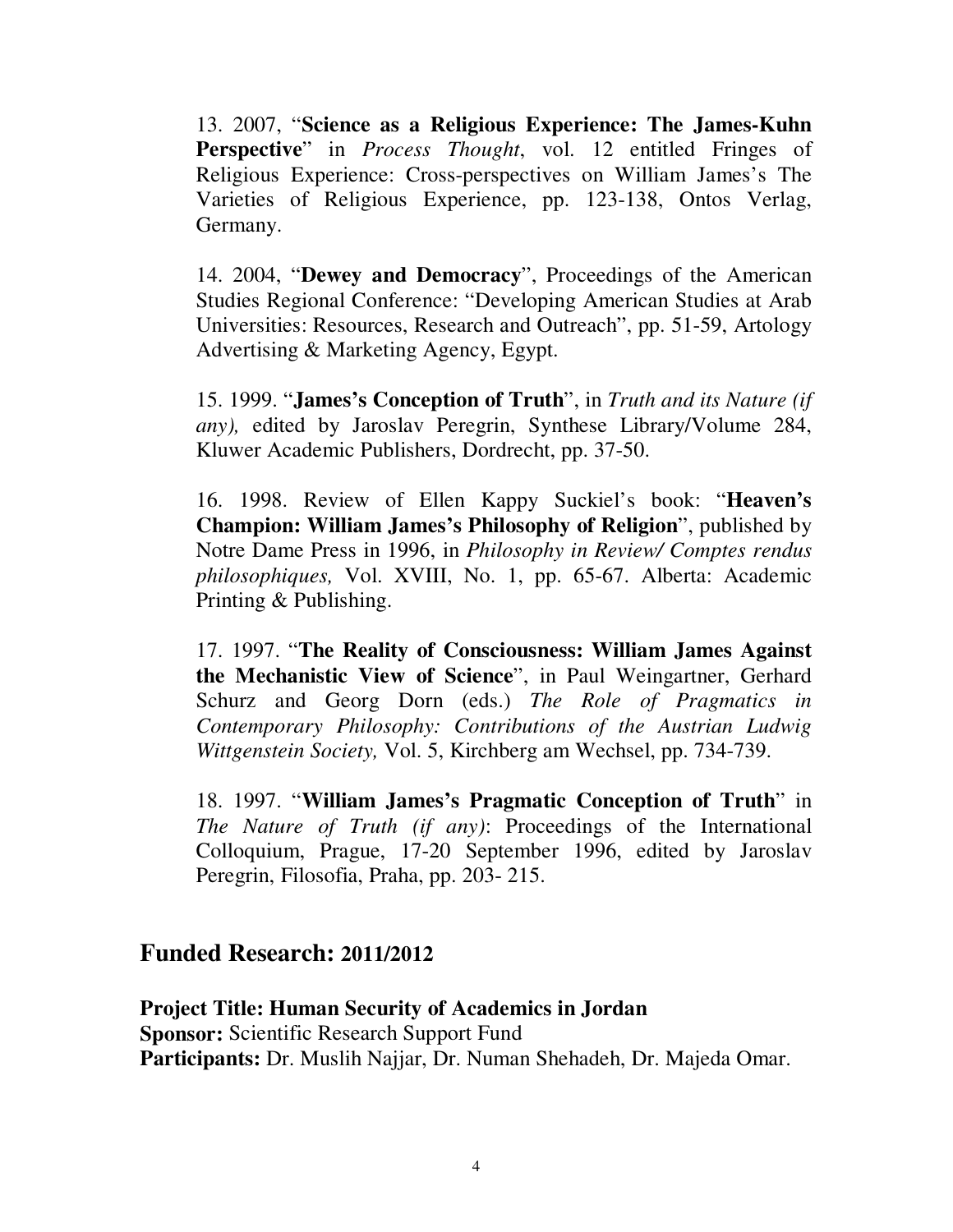13. 2007, "**Science as a Religious Experience: The James-Kuhn Perspective**" in *Process Thought*, vol. 12 entitled Fringes of Religious Experience: Cross-perspectives on William James's The Varieties of Religious Experience, pp. 123-138, Ontos Verlag, Germany.

14. 2004, "**Dewey and Democracy**", Proceedings of the American Studies Regional Conference: "Developing American Studies at Arab Universities: Resources, Research and Outreach", pp. 51-59, Artology Advertising & Marketing Agency, Egypt.

15. 1999. "**James's Conception of Truth**", in *Truth and its Nature (if any),* edited by Jaroslav Peregrin, Synthese Library/Volume 284, Kluwer Academic Publishers, Dordrecht, pp. 37-50.

16. 1998. Review of Ellen Kappy Suckiel's book: "**Heaven's Champion: William James's Philosophy of Religion**", published by Notre Dame Press in 1996, in *Philosophy in Review/ Comptes rendus philosophiques,* Vol. XVIII, No. 1, pp. 65-67. Alberta: Academic Printing & Publishing.

17. 1997. "**The Reality of Consciousness: William James Against the Mechanistic View of Science**", in Paul Weingartner, Gerhard Schurz and Georg Dorn (eds.) *The Role of Pragmatics in Contemporary Philosophy: Contributions of the Austrian Ludwig Wittgenstein Society,* Vol. 5, Kirchberg am Wechsel, pp. 734-739.

18. 1997. "**William James's Pragmatic Conception of Truth**" in *The Nature of Truth (if any)*: Proceedings of the International Colloquium, Prague, 17-20 September 1996, edited by Jaroslav Peregrin, Filosofia, Praha, pp. 203- 215.

## Funded Research: 2011/2012

**Project Title: Human Security of Academics in Jordan**
**Sponsor:** Scientific Research Support Fund
**Participants:** Dr. Muslih Najjar, Dr. Numan Shehadeh, Dr. Majeda Omar.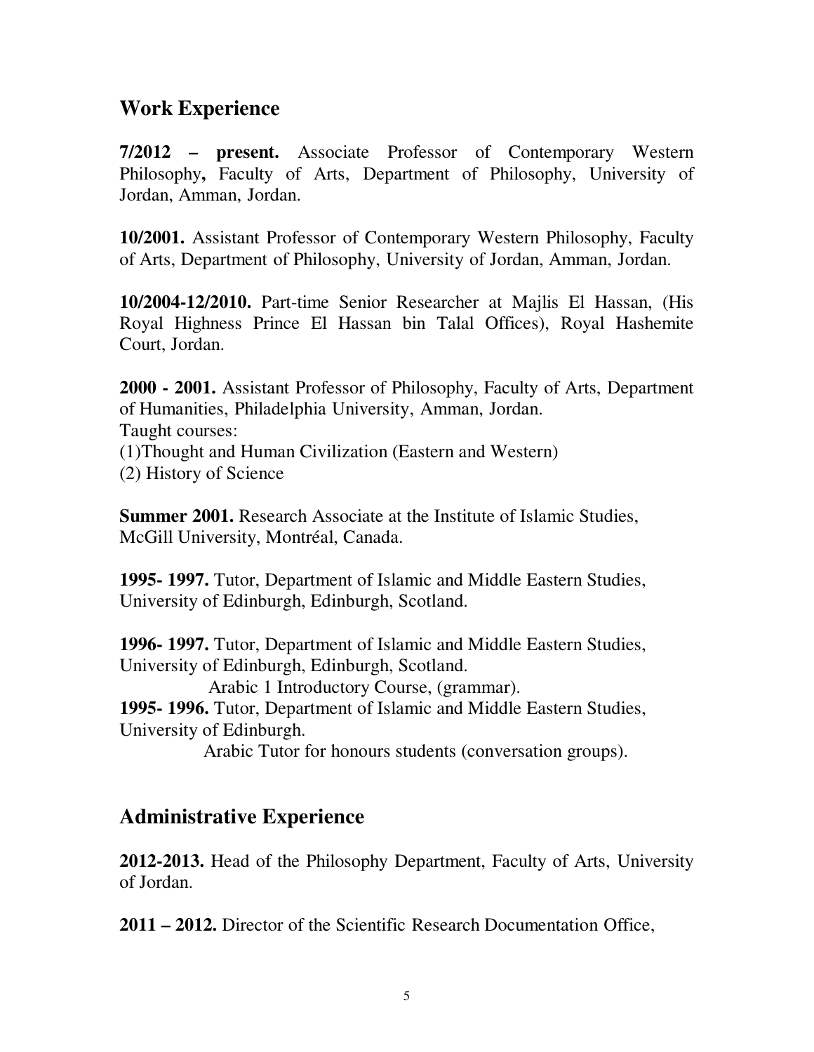## Work Experience

**7/2012 – present.** Associate Professor of Contemporary Western Philosophy**,** Faculty of Arts, Department of Philosophy, University of Jordan, Amman, Jordan.

**10/2001.** Assistant Professor of Contemporary Western Philosophy, Faculty of Arts, Department of Philosophy, University of Jordan, Amman, Jordan.

**10/2004-12/2010.** Part-time Senior Researcher at Majlis El Hassan, (His Royal Highness Prince El Hassan bin Talal Offices), Royal Hashemite Court, Jordan.

**2000 - 2001.** Assistant Professor of Philosophy, Faculty of Arts, Department of Humanities, Philadelphia University, Amman, Jordan.
Taught courses:
(1)Thought and Human Civilization (Eastern and Western)
(2) History of Science

**Summer 2001.** Research Associate at the Institute of Islamic Studies, McGill University, Montréal, Canada.

**1995- 1997.** Tutor, Department of Islamic and Middle Eastern Studies, University of Edinburgh, Edinburgh, Scotland.

**1996- 1997.** Tutor, Department of Islamic and Middle Eastern Studies, University of Edinburgh, Edinburgh, Scotland.
Arabic 1 Introductory Course, (grammar).

**1995- 1996.** Tutor, Department of Islamic and Middle Eastern Studies, University of Edinburgh.
Arabic Tutor for honours students (conversation groups).

## Administrative Experience

**2012-2013.** Head of the Philosophy Department, Faculty of Arts, University of Jordan.

**2011 – 2012.** Director of the Scientific Research Documentation Office,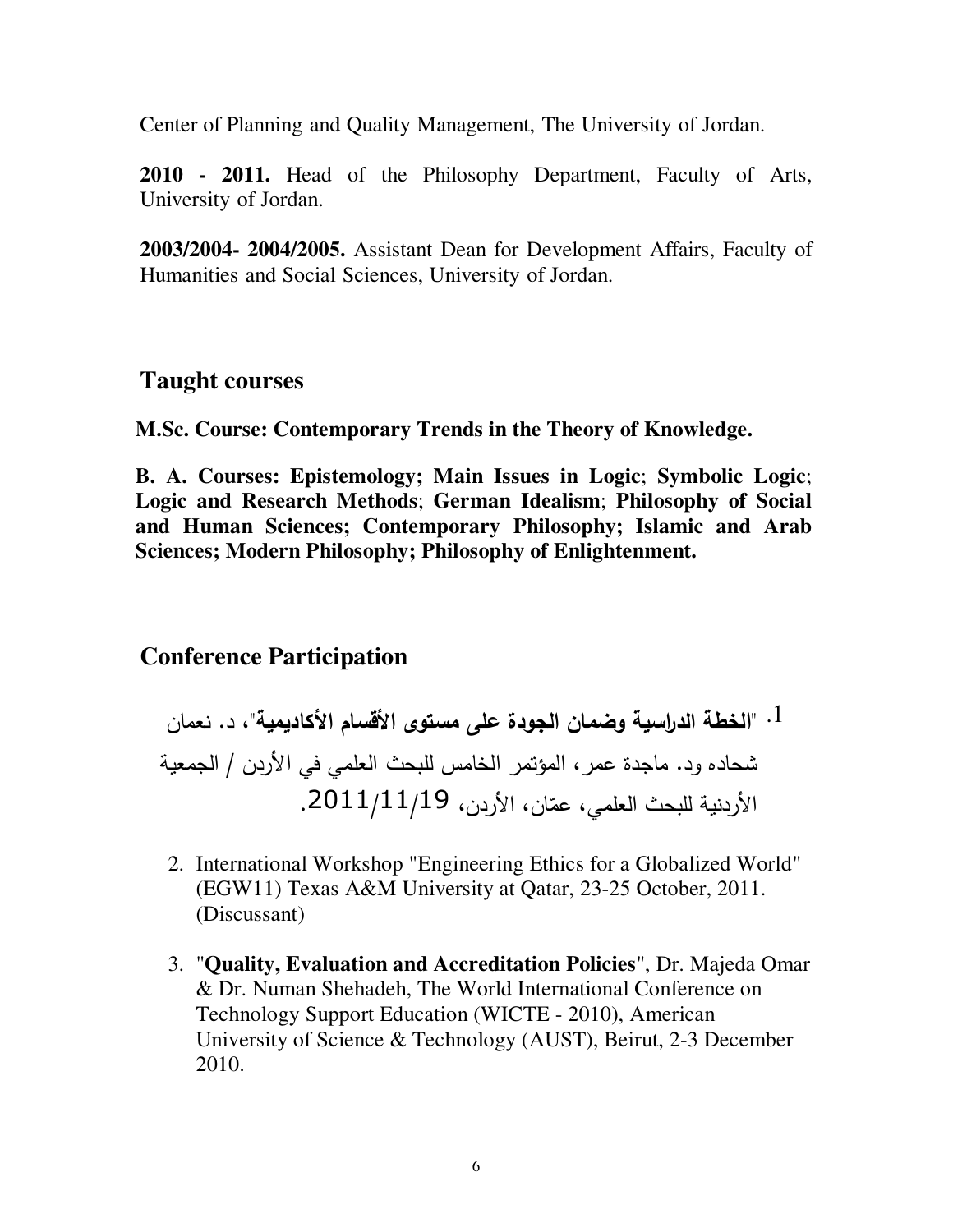Center of Planning and Quality Management, The University of Jordan.

**2010 - 2011.** Head of the Philosophy Department, Faculty of Arts, University of Jordan.

**2003/2004- 2004/2005.** Assistant Dean for Development Affairs, Faculty of Humanities and Social Sciences, University of Jordan.

## Taught courses

**M.Sc. Course: Contemporary Trends in the Theory of Knowledge.**

**B. A. Courses: Epistemology; Main Issues in Logic; Symbolic Logic; Logic and Research Methods; German Idealism; Philosophy of Social and Human Sciences; Contemporary Philosophy; Islamic and Arab Sciences; Modern Philosophy; Philosophy of Enlightenment.**

## Conference Participation

1. "**الخطة الدراسية وضمان الجودة على مستوى الأقسام الأكاديمية**"، د. نعمان شحاده ود. ماجدة عمر، المؤتمر الخامس للبحث العلمي في الأردن / الجمعية الأردنية للبحث العلمي، عمّان، الأردن، 2011/11/19.

2. International Workshop "Engineering Ethics for a Globalized World" (EGW11) Texas A&M University at Qatar, 23-25 October, 2011. (Discussant)

3. "**Quality, Evaluation and Accreditation Policies**", Dr. Majeda Omar & Dr. Numan Shehadeh, The World International Conference on Technology Support Education (WICTE - 2010), American University of Science & Technology (AUST), Beirut, 2-3 December 2010.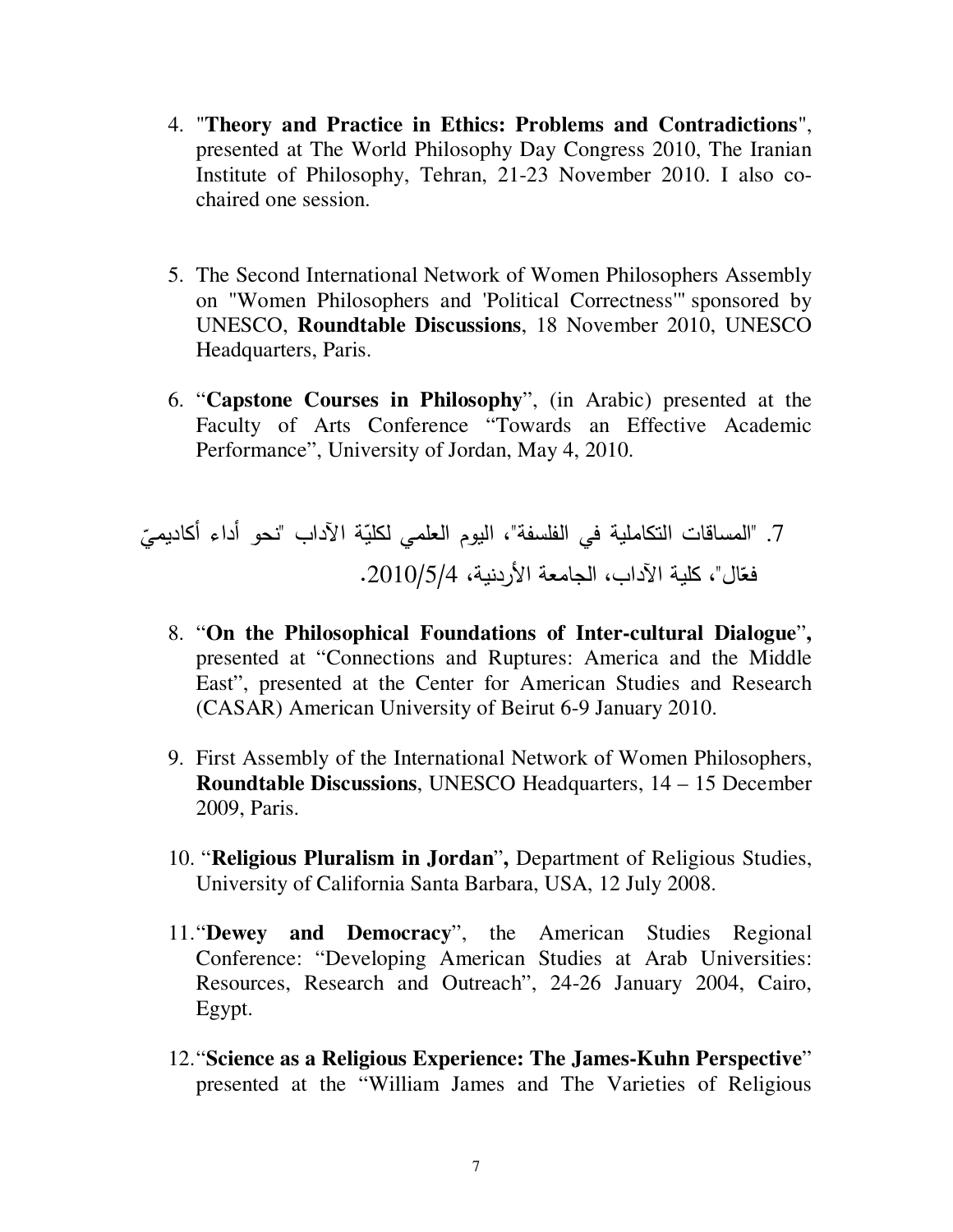4. "**Theory and Practice in Ethics: Problems and Contradictions**", presented at The World Philosophy Day Congress 2010, The Iranian Institute of Philosophy, Tehran, 21-23 November 2010. I also co-chaired one session.

5. The Second International Network of Women Philosophers Assembly on "Women Philosophers and 'Political Correctness'" sponsored by UNESCO, **Roundtable Discussions**, 18 November 2010, UNESCO Headquarters, Paris.

6. "**Capstone Courses in Philosophy**", (in Arabic) presented at the Faculty of Arts Conference "Towards an Effective Academic Performance", University of Jordan, May 4, 2010.

7. "المساقات التكاملية في الفلسفة"، اليوم العلمي لكليّة الآداب "نحو أداء أكاديميّ فعّال"، كلية الآداب، الجامعة الأردنية، 2010/5/4.

8. "**On the Philosophical Foundations of Inter-cultural Dialogue**", presented at "Connections and Ruptures: America and the Middle East", presented at the Center for American Studies and Research (CASAR) American University of Beirut 6-9 January 2010.

9. First Assembly of the International Network of Women Philosophers, **Roundtable Discussions**, UNESCO Headquarters, 14 – 15 December 2009, Paris.

10. "**Religious Pluralism in Jordan**", Department of Religious Studies, University of California Santa Barbara, USA, 12 July 2008.

11. "**Dewey and Democracy**", the American Studies Regional Conference: "Developing American Studies at Arab Universities: Resources, Research and Outreach", 24-26 January 2004, Cairo, Egypt.

12. "**Science as a Religious Experience: The James-Kuhn Perspective**" presented at the "William James and The Varieties of Religious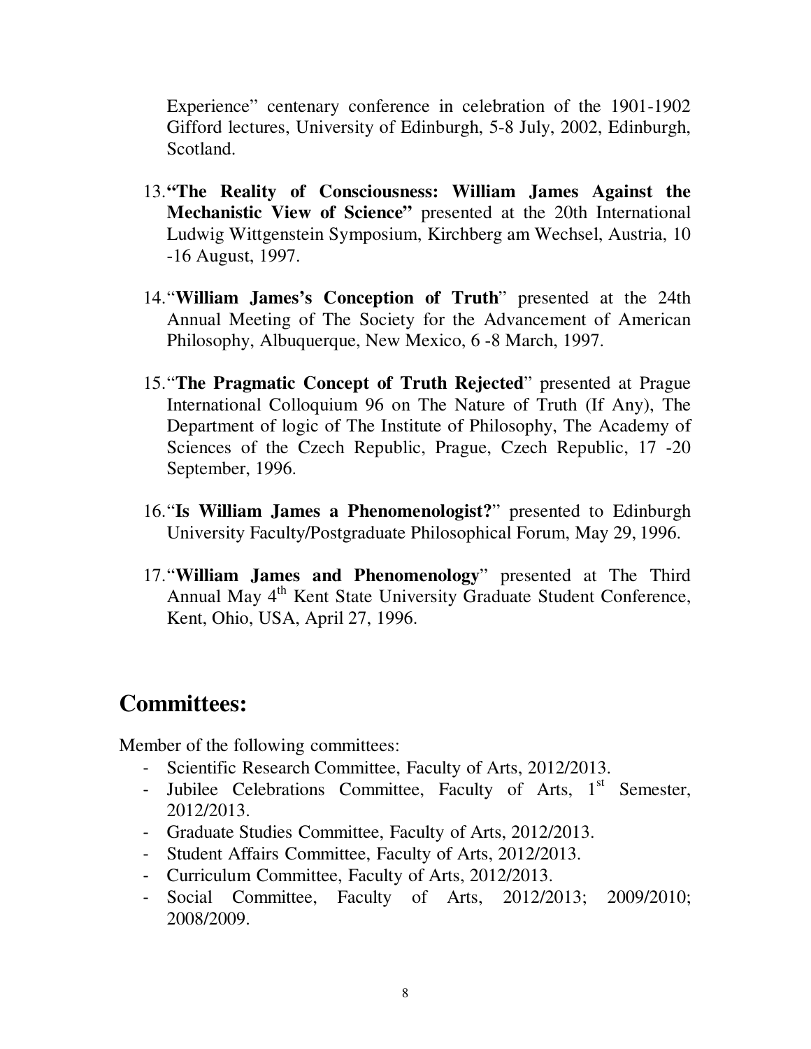Experience" centenary conference in celebration of the 1901-1902 Gifford lectures, University of Edinburgh, 5-8 July, 2002, Edinburgh, Scotland.

13. **"The Reality of Consciousness: William James Against the Mechanistic View of Science"** presented at the 20th International Ludwig Wittgenstein Symposium, Kirchberg am Wechsel, Austria, 10 -16 August, 1997.

14. "**William James's Conception of Truth**" presented at the 24th Annual Meeting of The Society for the Advancement of American Philosophy, Albuquerque, New Mexico, 6 -8 March, 1997.

15. "**The Pragmatic Concept of Truth Rejected**" presented at Prague International Colloquium 96 on The Nature of Truth (If Any), The Department of logic of The Institute of Philosophy, The Academy of Sciences of the Czech Republic, Prague, Czech Republic, 17 -20 September, 1996.

16. "**Is William James a Phenomenologist?**" presented to Edinburgh University Faculty/Postgraduate Philosophical Forum, May 29, 1996.

17. "**William James and Phenomenology**" presented at The Third Annual May 4th Kent State University Graduate Student Conference, Kent, Ohio, USA, April 27, 1996.

## Committees:

Member of the following committees:

- Scientific Research Committee, Faculty of Arts, 2012/2013.
- Jubilee Celebrations Committee, Faculty of Arts, 1st Semester, 2012/2013.
- Graduate Studies Committee, Faculty of Arts, 2012/2013.
- Student Affairs Committee, Faculty of Arts, 2012/2013.
- Curriculum Committee, Faculty of Arts, 2012/2013.
- Social Committee, Faculty of Arts, 2012/2013; 2009/2010; 2008/2009.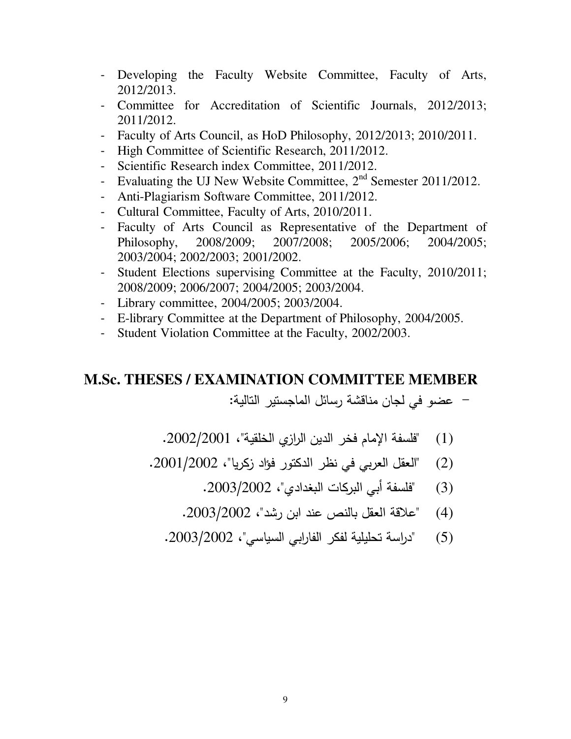- Developing the Faculty Website Committee, Faculty of Arts, 2012/2013.
- Committee for Accreditation of Scientific Journals, 2012/2013; 2011/2012.
- Faculty of Arts Council, as HoD Philosophy, 2012/2013; 2010/2011.
- High Committee of Scientific Research, 2011/2012.
- Scientific Research index Committee, 2011/2012.
- Evaluating the UJ New Website Committee, 2nd Semester 2011/2012.
- Anti-Plagiarism Software Committee, 2011/2012.
- Cultural Committee, Faculty of Arts, 2010/2011.
- Faculty of Arts Council as Representative of the Department of Philosophy, 2008/2009; 2007/2008; 2005/2006; 2004/2005; 2003/2004; 2002/2003; 2001/2002.
- Student Elections supervising Committee at the Faculty, 2010/2011; 2008/2009; 2006/2007; 2004/2005; 2003/2004.
- Library committee, 2004/2005; 2003/2004.
- E-library Committee at the Department of Philosophy, 2004/2005.
- Student Violation Committee at the Faculty, 2002/2003.

## M.Sc. THESES / EXAMINATION COMMITTEE MEMBER

- عضو في لجان مناقشة رسائل الماجستير التالية:

(1) "فلسفة الإمام فخر الدين الرازي الخلقية"، 2002/2001.

(2) "العقل العربي في نظر الدكتور فؤاد زكريا"، 2001/2002.

(3) "فلسفة أبي البركات البغدادي"، 2003/2002.

(4) "علاقة العقل بالنص عند ابن رشد"، 2003/2002.

(5) "دراسة تحليلية لفكر الفارابي السياسي"، 2003/2002.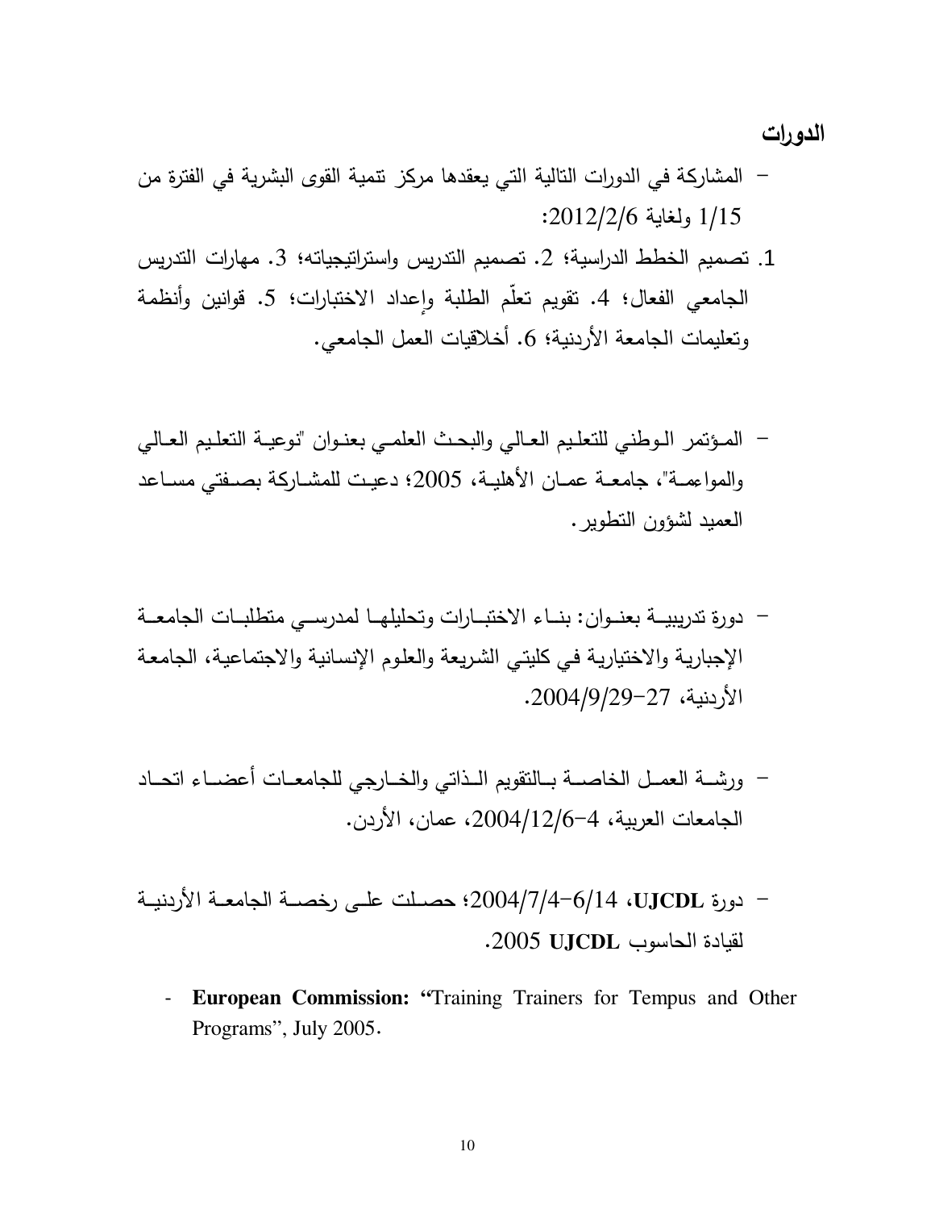## الدورات

- المشاركة في الدورات التالية التي يعقدها مركز تنمية القوى البشرية في الفترة من 1/15 ولغاية 2012/2/6:

1. تصميم الخطط الدراسية؛ 2. تصميم التدريس واستراتيجياته؛ 3. مهارات التدريس الجامعي الفعال؛ 4. تقويم تعلّم الطلبة وإعداد الاختبارات؛ 5. قوانين وأنظمة وتعليمات الجامعة الأردنية؛ 6. أخلاقيات العمل الجامعي.

- المؤتمر الوطني للتعليم العالي والبحث العلمي بعنوان "توعية التعليم العالي والمواءمة"، جامعة عمان الأهلية، 2005؛ دعيت للمشاركة بصفتي مساعد العميد لشؤون التطوير.

- دورة تدريبية بعنوان: بناء الاختبارات وتحليلها لمدرسي متطلبات الجامعة الإجبارية والاختيارية في كليتي الشريعة والعلوم الإنسانية والاجتماعية، الجامعة الأردنية، 27-2004/9/29.

- ورشة العمل الخاصة بالتقويم الذاتي والخارجي للجامعات أعضاء اتحاد الجامعات العربية، 4-2004/12/6، عمان، الأردن.

- دورة **UJCDL**، 6/14-2004/7/4؛ حصلت على رخصة الجامعة الأردنية لقيادة الحاسوب **UJCDL** 2005.

- **European Commission:** "Training Trainers for Tempus and Other Programs", July 2005.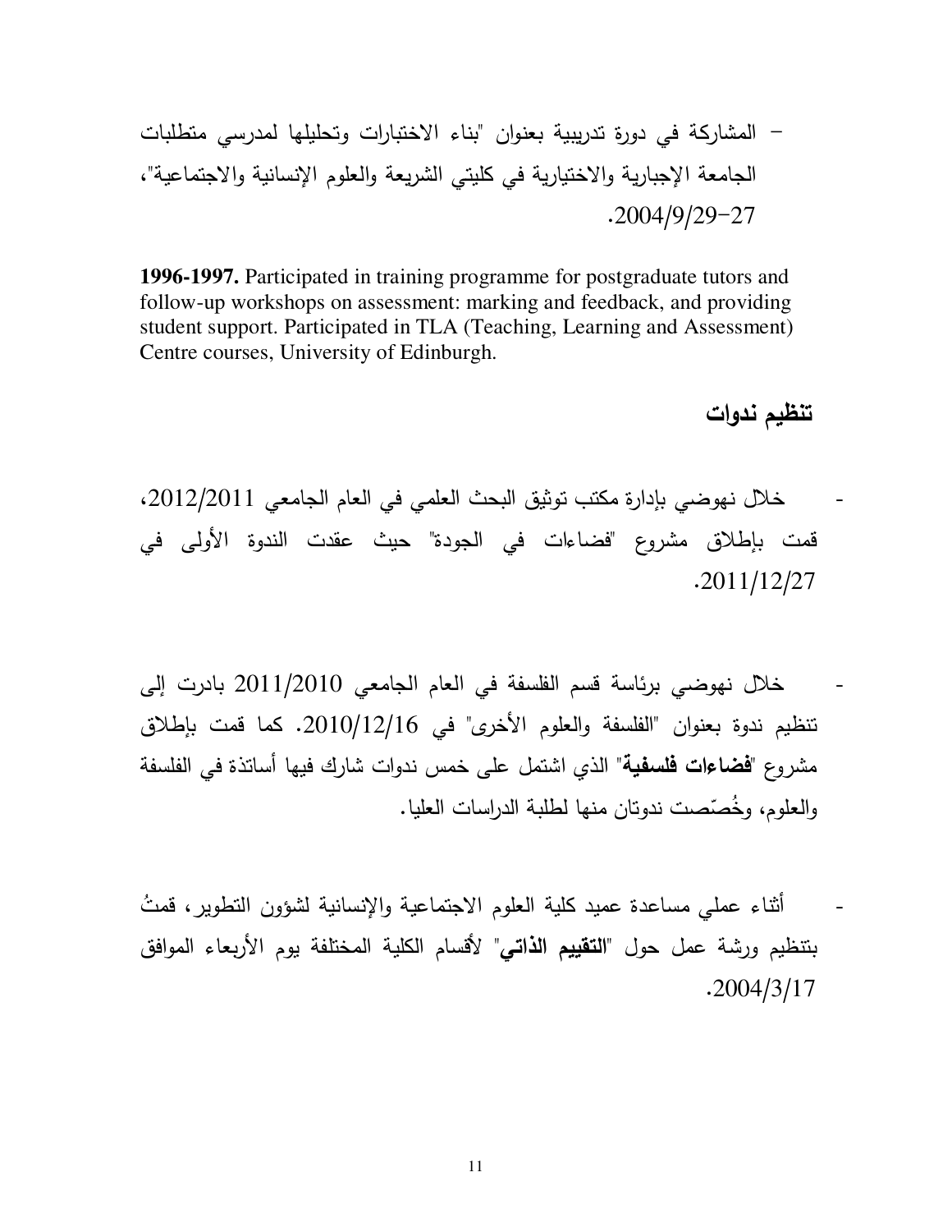- المشاركة في دورة تدريبية بعنوان "بناء الاختبارات وتحليلها لمدرسي متطلبات الجامعة الإجبارية والاختيارية في كليتي الشريعة والعلوم الإنسانية والاجتماعية"، 27-2004/9/29.

**1996-1997.** Participated in training programme for postgraduate tutors and follow-up workshops on assessment: marking and feedback, and providing student support. Participated in TLA (Teaching, Learning and Assessment) Centre courses, University of Edinburgh.

## تنظيم ندوات

- خلال نهوضي بإدارة مكتب توثيق البحث العلمي في العام الجامعي 2012/2011، قمت بإطلاق مشروع "فضاءات في الجودة" حيث عقدت الندوة الأولى في 2011/12/27.

- خلال نهوضي برئاسة قسم الفلسفة في العام الجامعي 2011/2010 بادرت إلى تنظيم ندوة بعنوان "الفلسفة والعلوم الأخرى" في 2010/12/16. كما قمت بإطلاق مشروع "**فضاءات فلسفية**" الذي اشتمل على خمس ندوات شارك فيها أساتذة في الفلسفة والعلوم، وخُصّصت ندوتان منها لطلبة الدراسات العليا.

- أثناء عملي مساعدة عميد كلية العلوم الاجتماعية والإنسانية لشؤون التطوير، قمتُ بتنظيم ورشة عمل حول "**التقييم الذاتي**" لأقسام الكلية المختلفة يوم الأربعاء الموافق 2004/3/17.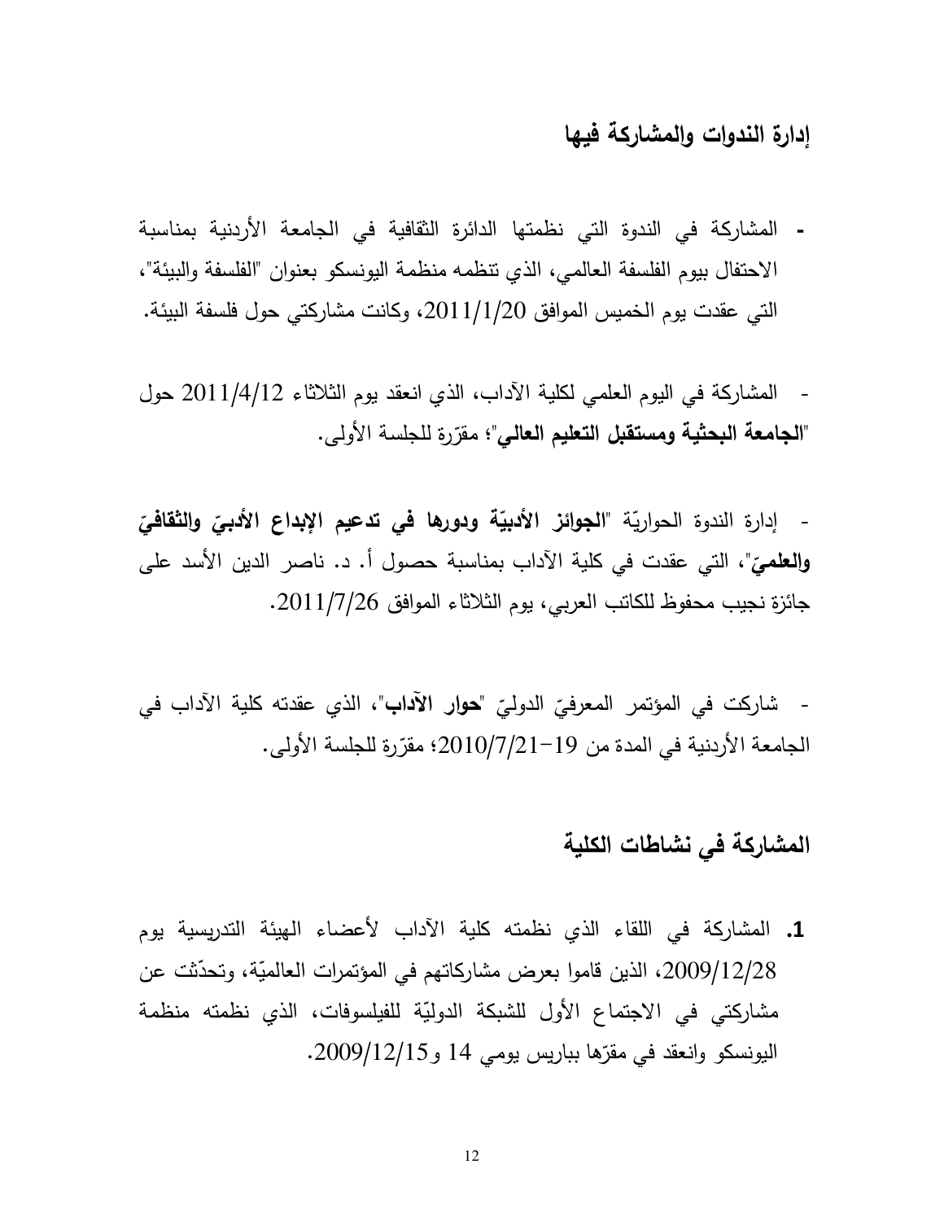## إدارة الندوات والمشاركة فيها

- المشاركة في الندوة التي نظمتها الدائرة الثقافية في الجامعة الأردنية بمناسبة الاحتفال بيوم الفلسفة العالمي، الذي تنظمه منظمة اليونسكو بعنوان "الفلسفة والبيئة"، التي عقدت يوم الخميس الموافق 2011/1/20، وكانت مشاركتي حول فلسفة البيئة.

- المشاركة في اليوم العلمي لكلية الآداب، الذي انعقد يوم الثلاثاء 2011/4/12 حول "**الجامعة البحثية ومستقبل التعليم العالي**"؛ مقرّرة للجلسة الأولى.

- إدارة الندوة الحواريّة "**الجوائز الأدبيّة ودورها في تدعيم الإبداع الأدبيّ والثقافيّ والعلميّ**"، التي عقدت في كلية الآداب بمناسبة حصول أ. د. ناصر الدين الأسد على جائزة نجيب محفوظ للكاتب العربي، يوم الثلاثاء الموافق 2011/7/26.

- شاركت في المؤتمر المعرفيّ الدوليّ "**حوار الآداب**"، الذي عقدته كلية الآداب في الجامعة الأردنية في المدة من 19-2010/7/21؛ مقرّرة للجلسة الأولى.

## المشاركة في نشاطات الكلية

1. المشاركة في اللقاء الذي نظمته كلية الآداب لأعضاء الهيئة التدريسية يوم 2009/12/28، الذين قاموا بعرض مشاركاتهم في المؤتمرات العالميّة، وتحدّثت عن مشاركتي في الاجتماع الأول للشبكة الدوليّة للفيلسوفات، الذي نظمته منظمة اليونسكو وانعقد في مقرّها بباريس يومي 14 و2009/12/15.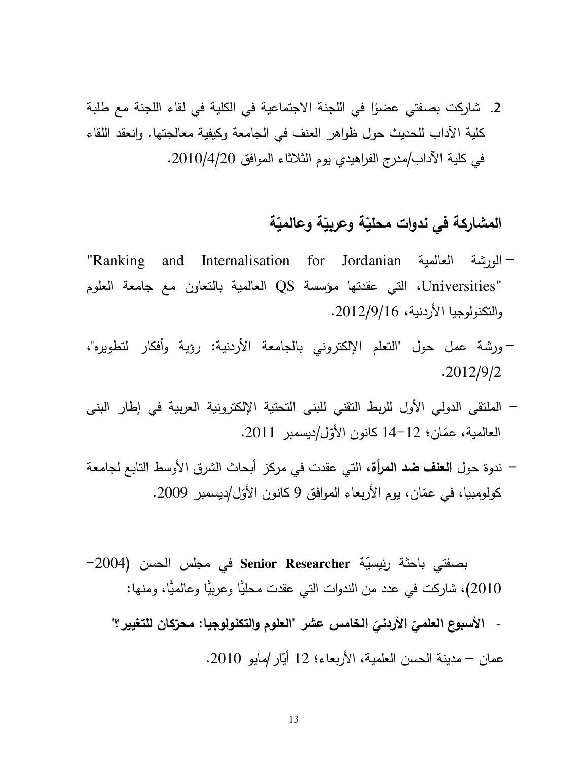2. شاركت بصفتي عضوًا في اللجنة الاجتماعية في الكلية في لقاء اللجنة مع طلبة كلية الآداب للحديث حول ظواهر العنف في الجامعة وكيفية معالجتها. وانعقد اللقاء في كلية الآداب/مدرج الفراهيدي يوم الثلاثاء الموافق 2010/4/20.

## المشاركة في ندوات محليّة وعربيّة وعالميّة

- الورشة العالمية "Ranking and Internalisation for Jordanian Universities"، التي عقدتها مؤسسة QS العالمية بالتعاون مع جامعة العلوم والتكنولوجيا الأردنية، 2012/9/16.
- ورشة عمل حول "التعلم الإلكتروني بالجامعة الأردنية: رؤية وأفكار لتطويره"، 2012/9/2.
- الملتقى الدولي الأول للربط التقني للبنى التحتية الإلكترونية العربية في إطار البنى العالمية، عمّان؛ 12-14 كانون الأوّل/ديسمبر 2011.
- ندوة حول **العنف ضد المرأة**، التي عقدت في مركز أبحاث الشرق الأوسط التابع لجامعة كولومبيا، في عمّان، يوم الأربعاء الموافق 9 كانون الأوّل/ديسمبر 2009.

بصفتي باحثة رئيسيّة **Senior Researcher** في مجلس الحسن (2004-2010)، شاركت في عدد من الندوات التي عقدت محليًّا وعربيًّا وعالميًّا، ومنها:

- **الأسبوع العلميّ الأردنيّ الخامس عشر "العلوم والتكنولوجيا: محرّكان للتغيير؟"**

عمان – مدينة الحسن العلمية، الأربعاء؛ 12 أيّار/مايو 2010.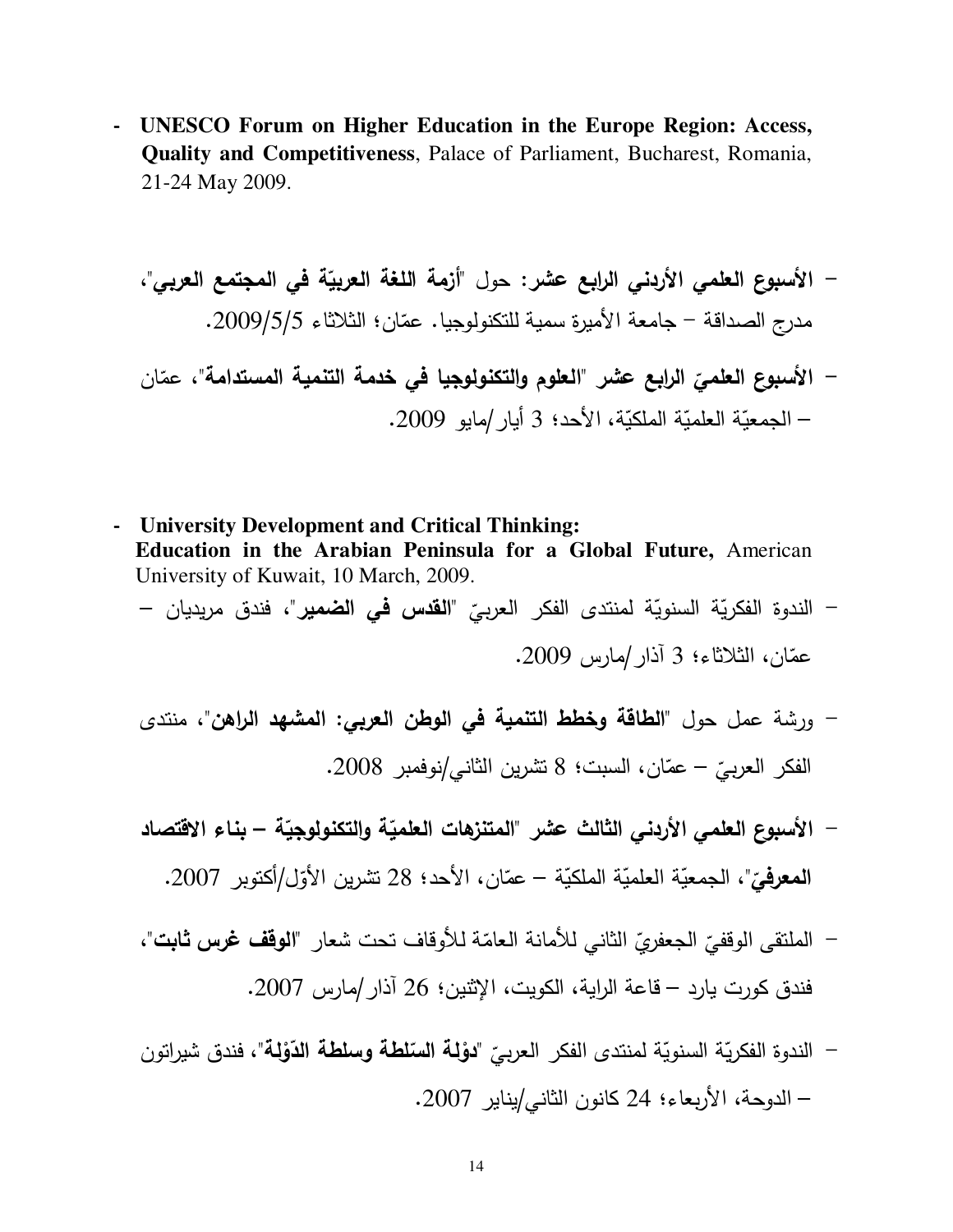- **UNESCO Forum on Higher Education in the Europe Region: Access, Quality and Competitiveness**, Palace of Parliament, Bucharest, Romania, 21-24 May 2009.

- **الأسبوع العلمي الأردني الرابع عشر:** حول "**أزمة اللغة العربيّة في المجتمع العربي**"، مدرج الصداقة – جامعة الأميرة سمية للتكنولوجيا. عمّان؛ الثلاثاء 2009/5/5.

- **الأسبوع العلميّ الرابع عشر** "**العلوم والتكنولوجيا في خدمة التنمية المستدامة**"، عمّان – الجمعيّة العلميّة الملكيّة، الأحد؛ 3 أيار/مايو 2009.

- **University Development and Critical Thinking: Education in the Arabian Peninsula for a Global Future,** American University of Kuwait, 10 March, 2009.

- الندوة الفكريّة السنويّة لمنتدى الفكر العربيّ "**القدس في الضمير**"، فندق مريديان – عمّان، الثلاثاء؛ 3 آذار/مارس 2009.

- ورشة عمل حول "**الطاقة وخطط التنمية في الوطن العربي: المشهد الراهن**"، منتدى الفكر العربيّ – عمّان، السبت؛ 8 تشرين الثاني/نوفمبر 2008.

- **الأسبوع العلمي الأردني الثالث عشر** "**المتنزهات العلميّة والتكنولوجيّة – بناء الاقتصاد المعرفيّ**"، الجمعيّة العلميّة الملكيّة – عمّان، الأحد؛ 28 تشرين الأوّل/أكتوبر 2007.

- الملتقى الوقفيّ الجعفريّ الثاني للأمانة العامّة للأوقاف تحت شعار "**الوقف غرس ثابت**"، فندق كورت يارد – قاعة الراية، الكويت، الإثنين؛ 26 آذار/مارس 2007.

- الندوة الفكريّة السنويّة لمنتدى الفكر العربيّ "**دوْلة السّلطة وسلطة الدّوْلة**"، فندق شيراتون – الدوحة، الأربعاء؛ 24 كانون الثاني/يناير 2007.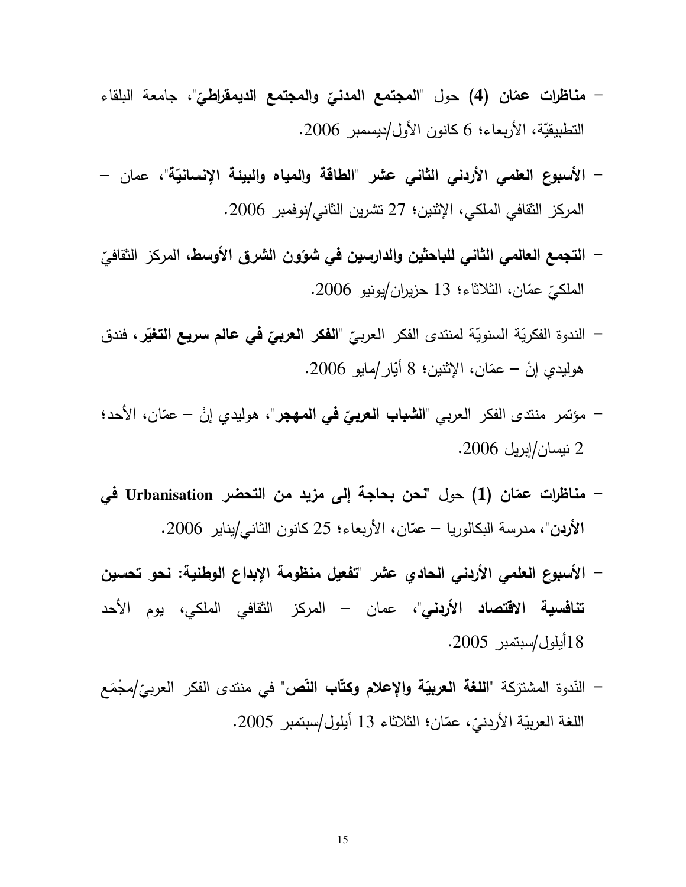- **مناظرات عمّان (4)** حول "**المجتمع المدنيّ والمجتمع الديمقراطيّ**"، جامعة البلقاء التطبيقيّة، الأربعاء؛ 6 كانون الأول/ديسمبر 2006.

- **الأسبوع العلمي الأردني الثاني عشر** "**الطاقة والمياه والبيئة الإنسانيّة**"، عمان – المركز الثقافي الملكي، الإثنين؛ 27 تشرين الثاني/نوفمبر 2006.

- **التجمع العالمي الثاني للباحثين والدارسين في شؤون الشرق الأوسط**، المركز الثقافيّ الملكيّ عمّان، الثلاثاء؛ 13 حزيران/يونيو 2006.

- الندوة الفكريّة السنويّة لمنتدى الفكر العربيّ "**الفكر العربيّ في عالم سريع التغيّر**، فندق هوليدي إنْ – عمّان، الإثنين؛ 8 أيّار/مايو 2006.

- مؤتمر منتدى الفكر العربي "**الشباب العربيّ في المهجر**"، هوليدي إنْ – عمّان، الأحد؛ 2 نيسان/إبريل 2006.

- **مناظرات عمّان (1)** حول "**نحن بحاجة إلى مزيد من التحضر Urbanisation في الأردن**"، مدرسة البكالوريا – عمّان، الأربعاء؛ 25 كانون الثاني/يناير 2006.

- **الأسبوع العلمي الأردني الحادي عشر** "**تفعيل منظومة الإبداع الوطنية: نحو تحسين تنافسية الاقتصاد الأردني**"، عمان – المركز الثقافي الملكي، يوم الأحد 18أيلول/سبتمبر 2005.

- النّدوة المشترَكة "**اللغة العربيّة والإعلام وكتّاب النّص**" في منتدى الفكر العربيّ/مجْمَع اللغة العربيّة الأردنيّ، عمّان؛ الثلاثاء 13 أيلول/سبتمبر 2005.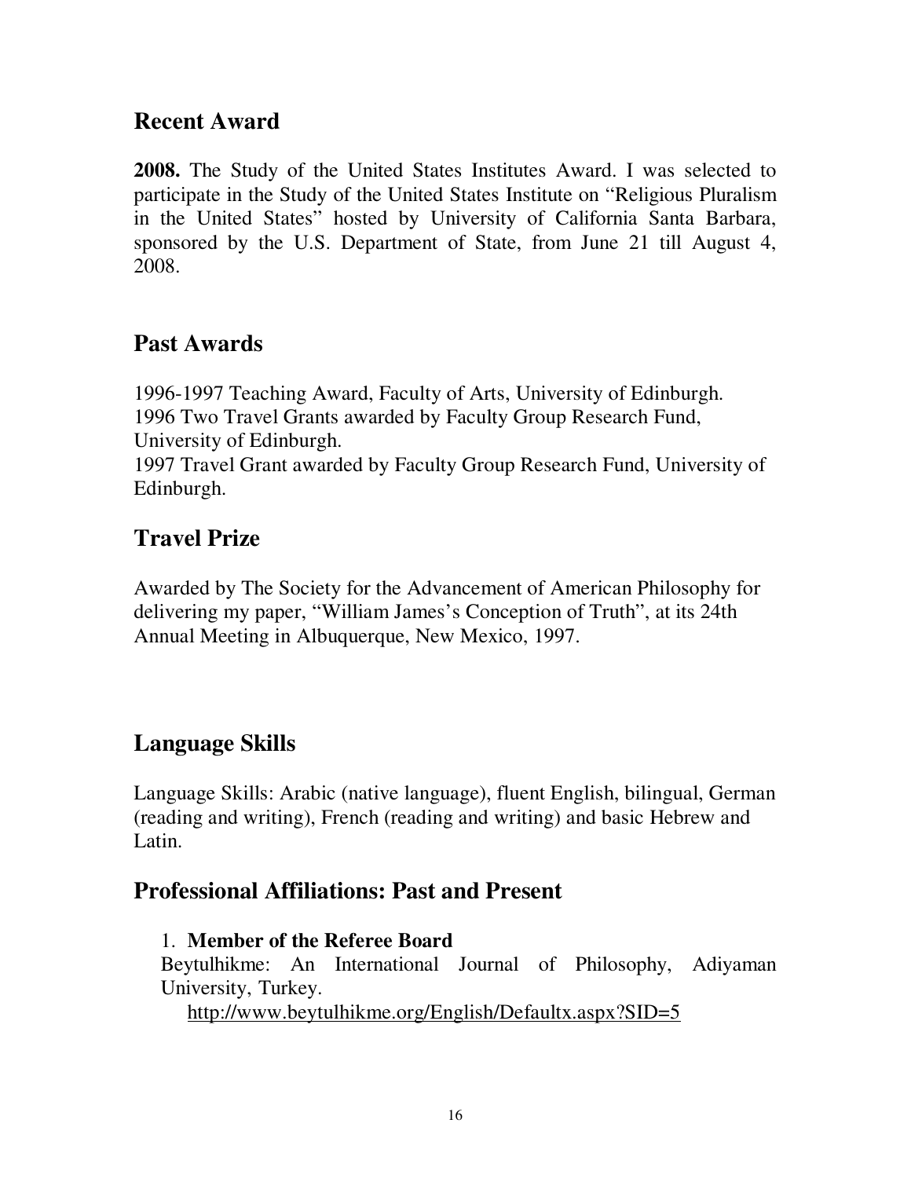## Recent Award

**2008.** The Study of the United States Institutes Award. I was selected to participate in the Study of the United States Institute on "Religious Pluralism in the United States" hosted by University of California Santa Barbara, sponsored by the U.S. Department of State, from June 21 till August 4, 2008.

## Past Awards

1996-1997 Teaching Award, Faculty of Arts, University of Edinburgh.
1996 Two Travel Grants awarded by Faculty Group Research Fund, University of Edinburgh.
1997 Travel Grant awarded by Faculty Group Research Fund, University of Edinburgh.

## Travel Prize

Awarded by The Society for the Advancement of American Philosophy for delivering my paper, "William James's Conception of Truth", at its 24th Annual Meeting in Albuquerque, New Mexico, 1997.

## Language Skills

Language Skills: Arabic (native language), fluent English, bilingual, German (reading and writing), French (reading and writing) and basic Hebrew and Latin.

## Professional Affiliations: Past and Present

1. **Member of the Referee Board**
   Beytulhikme: An International Journal of Philosophy, Adiyaman University, Turkey.
   http://www.beytulhikme.org/English/Defaultx.aspx?SID=5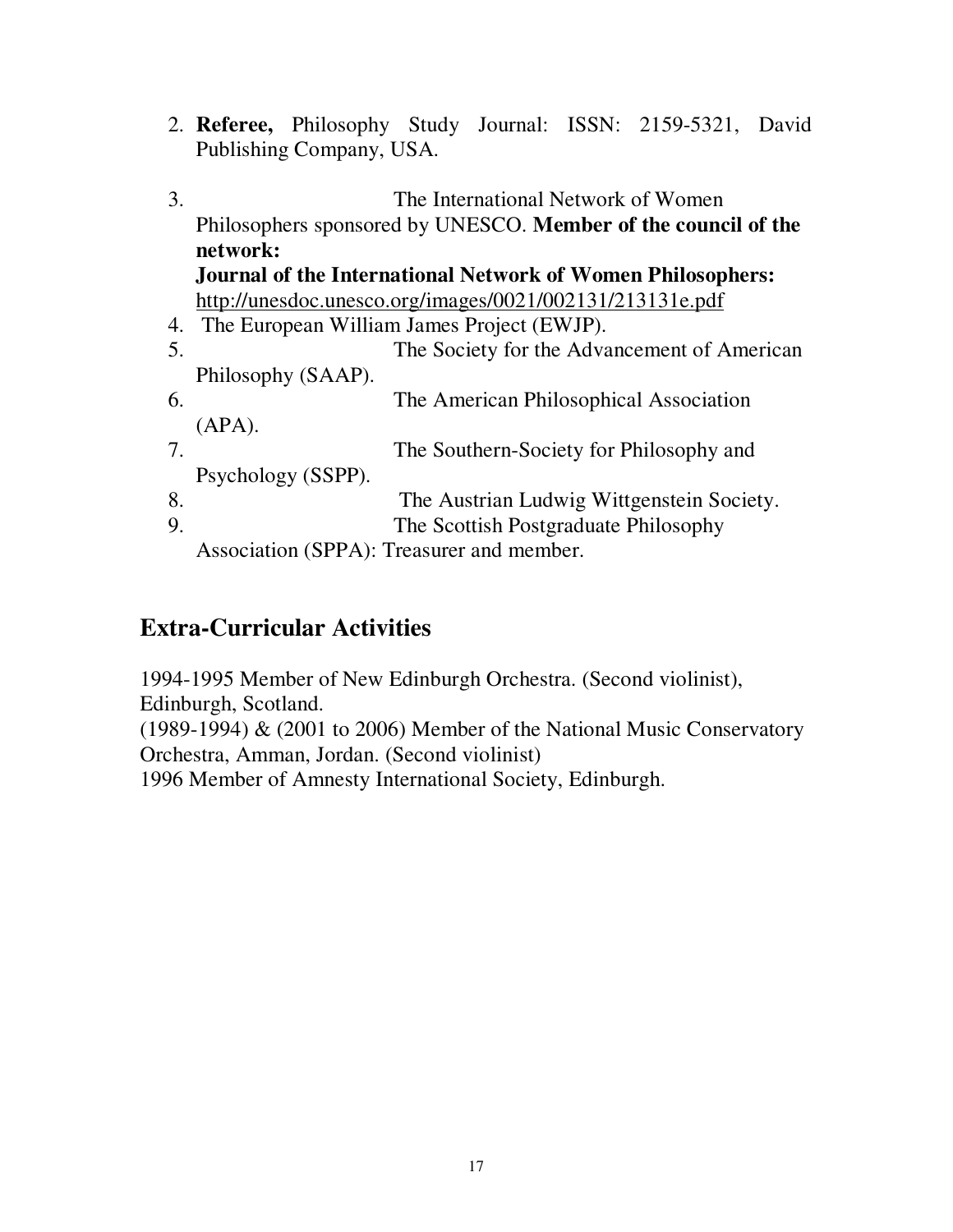2. **Referee,** Philosophy Study Journal: ISSN: 2159-5321, David Publishing Company, USA.

3. The International Network of Women Philosophers sponsored by UNESCO. **Member of the council of the network:**
   **Journal of the International Network of Women Philosophers:** http://unesdoc.unesco.org/images/0021/002131/213131e.pdf
4. The European William James Project (EWJP).
5. The Society for the Advancement of American Philosophy (SAAP).
6. The American Philosophical Association (APA).
7. The Southern-Society for Philosophy and Psychology (SSPP).
8. The Austrian Ludwig Wittgenstein Society.
9. The Scottish Postgraduate Philosophy Association (SPPA): Treasurer and member.

## Extra-Curricular Activities

1994-1995 Member of New Edinburgh Orchestra. (Second violinist), Edinburgh, Scotland.
(1989-1994) & (2001 to 2006) Member of the National Music Conservatory Orchestra, Amman, Jordan. (Second violinist)
1996 Member of Amnesty International Society, Edinburgh.